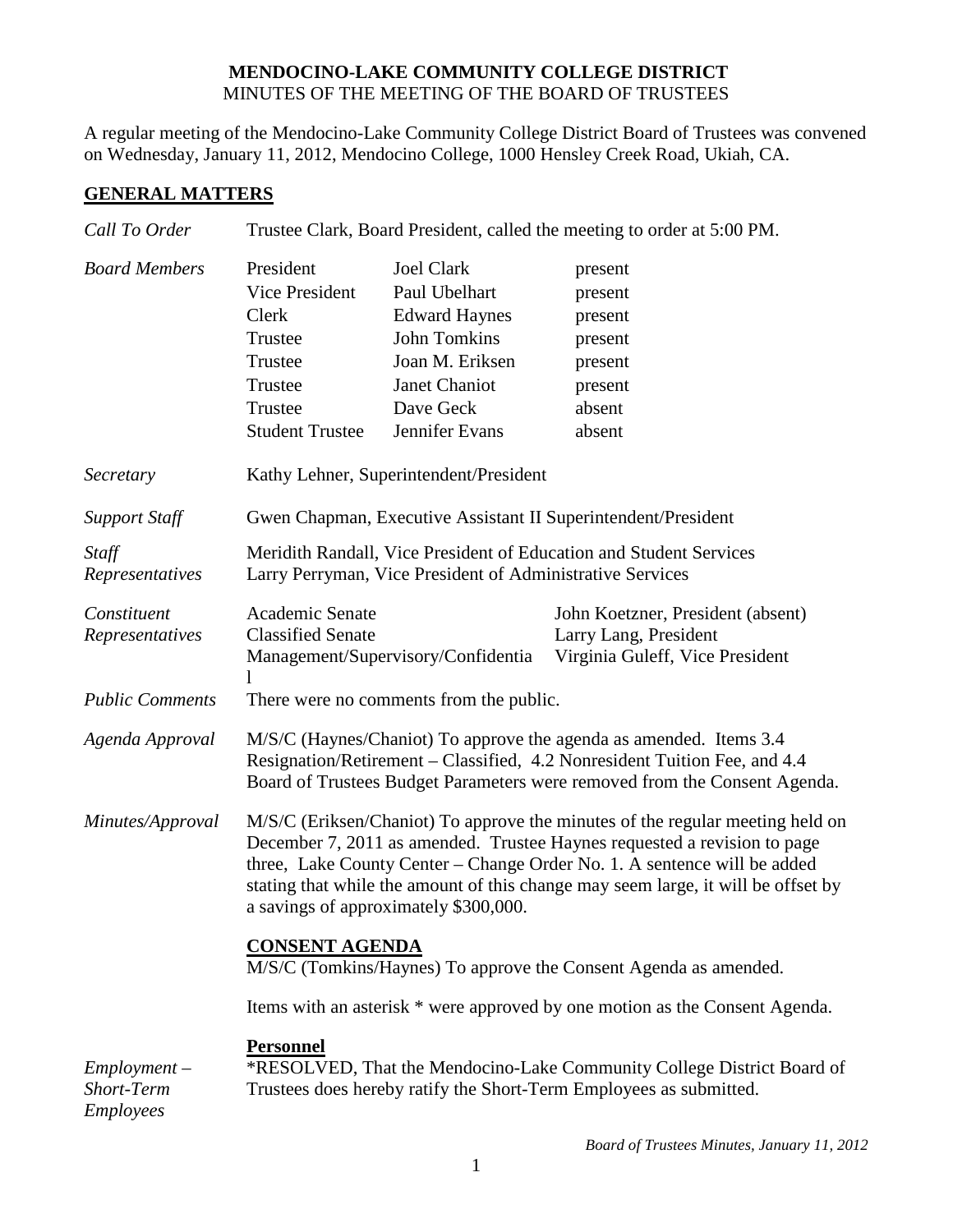# MENDOCINO-LAKE COMMUNITY COLLEGE DISTRICT

MINUTES OF THE MEETING OF THE BOARD OF TRUSTEES

A regular meeting of the Mendocino-Lake Community College District Board of Trustees was convened on Wednesday, January 11, 2012, Mendocino College, 1000 Hensley Creek Road, Ukiah, CA.

## GENERAL MATTERS

*Call To Order* — Trustee Clark, Board President, called the meeting to order at 5:00 PM.

*Board Members*

| | | |
|---|---|---|
| President | Joel Clark | present |
| Vice President | Paul Ubelhart | present |
| Clerk | Edward Haynes | present |
| Trustee | John Tomkins | present |
| Trustee | Joan M. Eriksen | present |
| Trustee | Janet Chaniot | present |
| Trustee | Dave Geck | absent |
| Student Trustee | Jennifer Evans | absent |

*Secretary* — Kathy Lehner, Superintendent/President

*Support Staff* — Gwen Chapman, Executive Assistant II Superintendent/President

*Staff Representatives* — Meridith Randall, Vice President of Education and Student Services; Larry Perryman, Vice President of Administrative Services

*Constituent Representatives*

| | |
|---|---|
| Academic Senate | John Koetzner, President (absent) |
| Classified Senate | Larry Lang, President |
| Management/Supervisory/Confidential | Virginia Guleff, Vice President |

*Public Comments* — There were no comments from the public.

*Agenda Approval* — M/S/C (Haynes/Chaniot) To approve the agenda as amended. Items 3.4 Resignation/Retirement – Classified, 4.2 Nonresident Tuition Fee, and 4.4 Board of Trustees Budget Parameters were removed from the Consent Agenda.

*Minutes/Approval* — M/S/C (Eriksen/Chaniot) To approve the minutes of the regular meeting held on December 7, 2011 as amended. Trustee Haynes requested a revision to page three, Lake County Center – Change Order No. 1. A sentence will be added stating that while the amount of this change may seem large, it will be offset by a savings of approximately $300,000.

### CONSENT AGENDA

M/S/C (Tomkins/Haynes) To approve the Consent Agenda as amended.

Items with an asterisk * were approved by one motion as the Consent Agenda.

### Personnel

*Employment – Short-Term Employees* — *RESOLVED, That the Mendocino-Lake Community College District Board of Trustees does hereby ratify the Short-Term Employees as submitted.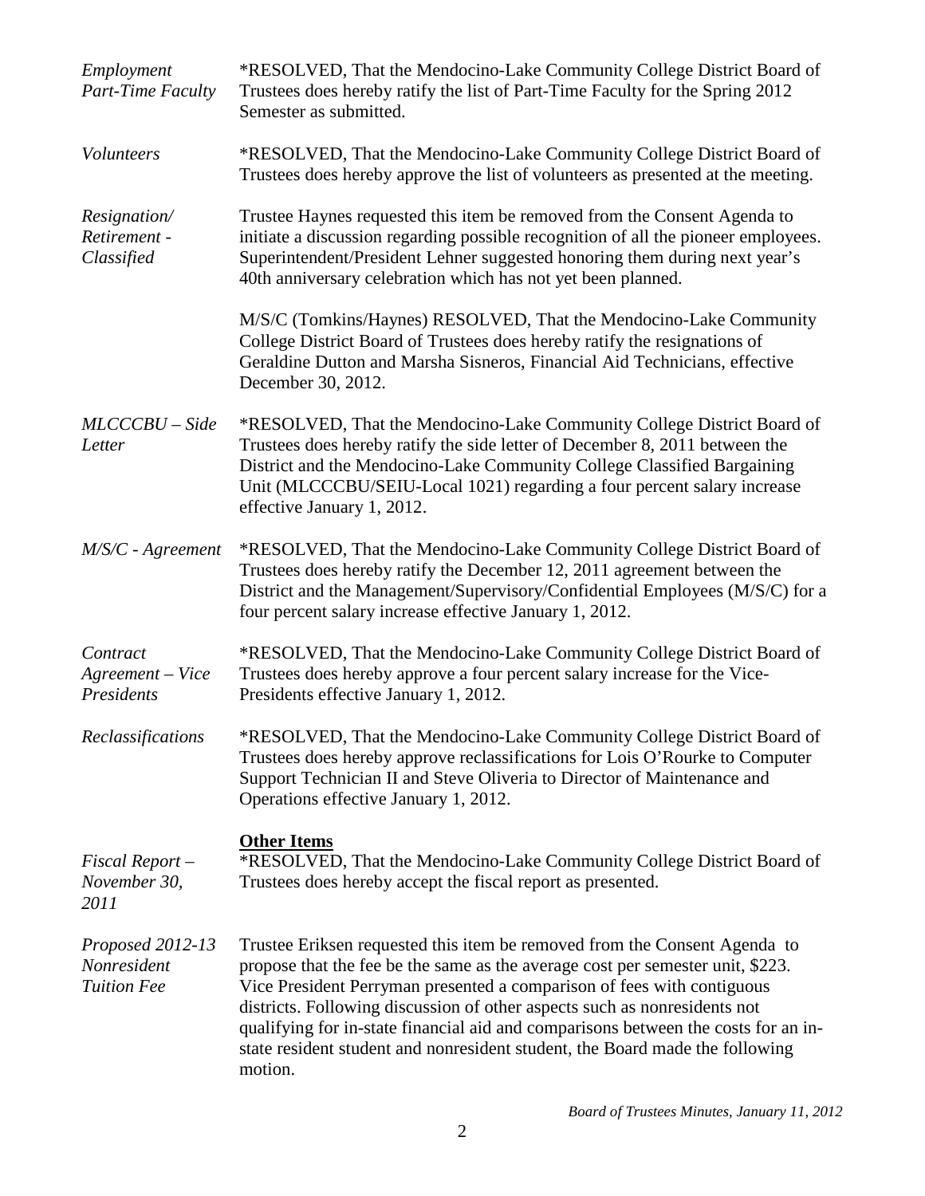*Employment Part-Time Faculty*

*RESOLVED, That the Mendocino-Lake Community College District Board of Trustees does hereby ratify the list of Part-Time Faculty for the Spring 2012 Semester as submitted.

*Volunteers*

*RESOLVED, That the Mendocino-Lake Community College District Board of Trustees does hereby approve the list of volunteers as presented at the meeting.

*Resignation/ Retirement - Classified*

Trustee Haynes requested this item be removed from the Consent Agenda to initiate a discussion regarding possible recognition of all the pioneer employees. Superintendent/President Lehner suggested honoring them during next year's 40th anniversary celebration which has not yet been planned.

M/S/C (Tomkins/Haynes) RESOLVED, That the Mendocino-Lake Community College District Board of Trustees does hereby ratify the resignations of Geraldine Dutton and Marsha Sisneros, Financial Aid Technicians, effective December 30, 2012.

*MLCCCBU – Side Letter*

*RESOLVED, That the Mendocino-Lake Community College District Board of Trustees does hereby ratify the side letter of December 8, 2011 between the District and the Mendocino-Lake Community College Classified Bargaining Unit (MLCCCBU/SEIU-Local 1021) regarding a four percent salary increase effective January 1, 2012.

*M/S/C - Agreement*

*RESOLVED, That the Mendocino-Lake Community College District Board of Trustees does hereby ratify the December 12, 2011 agreement between the District and the Management/Supervisory/Confidential Employees (M/S/C) for a four percent salary increase effective January 1, 2012.

*Contract Agreement – Vice Presidents*

*RESOLVED, That the Mendocino-Lake Community College District Board of Trustees does hereby approve a four percent salary increase for the Vice-Presidents effective January 1, 2012.

*Reclassifications*

*RESOLVED, That the Mendocino-Lake Community College District Board of Trustees does hereby approve reclassifications for Lois O'Rourke to Computer Support Technician II and Steve Oliveria to Director of Maintenance and Operations effective January 1, 2012.

**Other Items**

*Fiscal Report – November 30, 2011*

*RESOLVED, That the Mendocino-Lake Community College District Board of Trustees does hereby accept the fiscal report as presented.

*Proposed 2012-13 Nonresident Tuition Fee*

Trustee Eriksen requested this item be removed from the Consent Agenda to propose that the fee be the same as the average cost per semester unit, $223. Vice President Perryman presented a comparison of fees with contiguous districts. Following discussion of other aspects such as nonresidents not qualifying for in-state financial aid and comparisons between the costs for an in-state resident student and nonresident student, the Board made the following motion.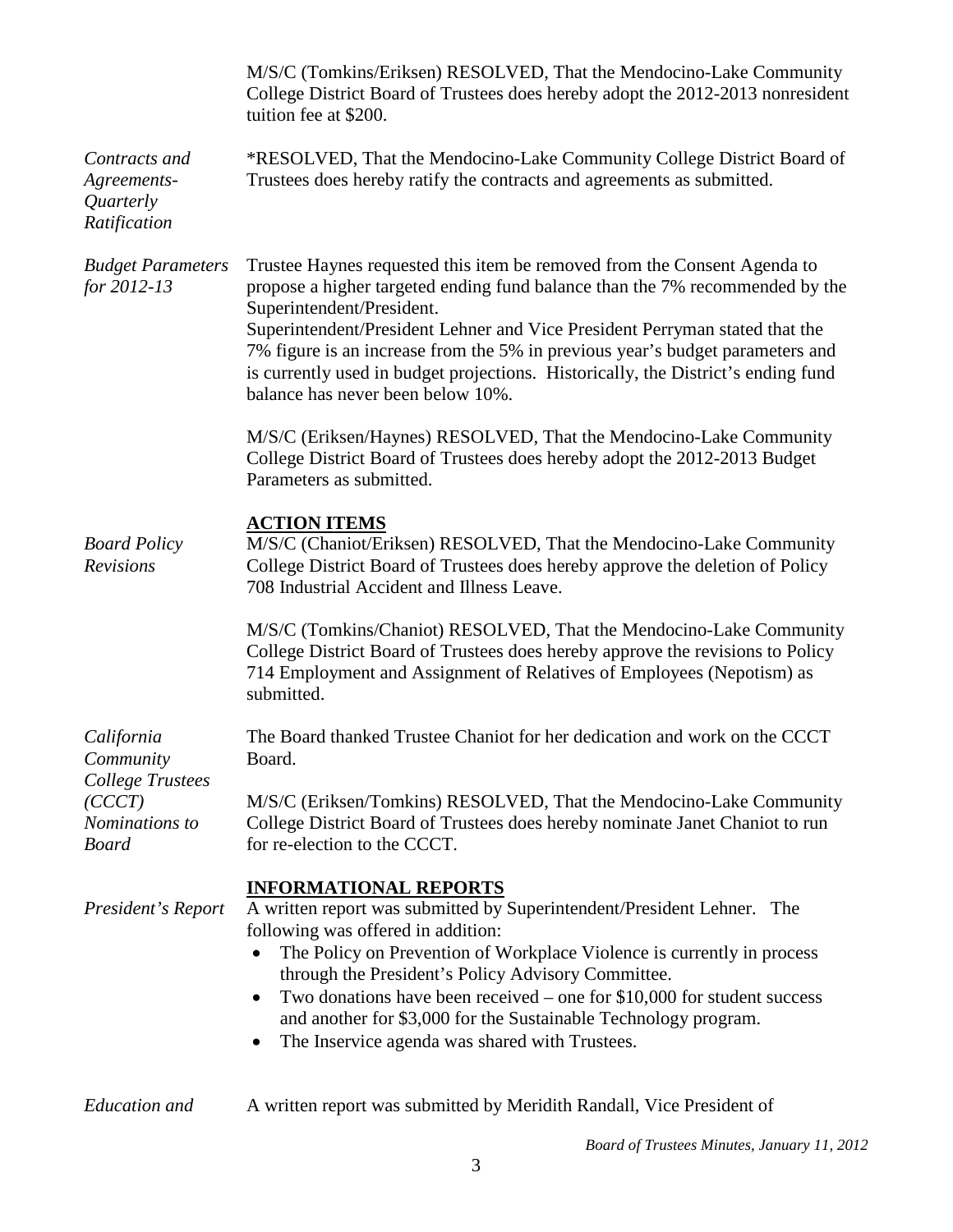M/S/C (Tomkins/Eriksen) RESOLVED, That the Mendocino-Lake Community College District Board of Trustees does hereby adopt the 2012-2013 nonresident tuition fee at $200.

*Contracts and Agreements-Quarterly Ratification*

*RESOLVED, That the Mendocino-Lake Community College District Board of Trustees does hereby ratify the contracts and agreements as submitted.

*Budget Parameters for 2012-13*

Trustee Haynes requested this item be removed from the Consent Agenda to propose a higher targeted ending fund balance than the 7% recommended by the Superintendent/President.
Superintendent/President Lehner and Vice President Perryman stated that the 7% figure is an increase from the 5% in previous year's budget parameters and is currently used in budget projections. Historically, the District's ending fund balance has never been below 10%.

M/S/C (Eriksen/Haynes) RESOLVED, That the Mendocino-Lake Community College District Board of Trustees does hereby adopt the 2012-2013 Budget Parameters as submitted.

## ACTION ITEMS

*Board Policy Revisions*

M/S/C (Chaniot/Eriksen) RESOLVED, That the Mendocino-Lake Community College District Board of Trustees does hereby approve the deletion of Policy 708 Industrial Accident and Illness Leave.

M/S/C (Tomkins/Chaniot) RESOLVED, That the Mendocino-Lake Community College District Board of Trustees does hereby approve the revisions to Policy 714 Employment and Assignment of Relatives of Employees (Nepotism) as submitted.

*California Community College Trustees (CCCT) Nominations to Board*

The Board thanked Trustee Chaniot for her dedication and work on the CCCT Board.

M/S/C (Eriksen/Tomkins) RESOLVED, That the Mendocino-Lake Community College District Board of Trustees does hereby nominate Janet Chaniot to run for re-election to the CCCT.

## INFORMATIONAL REPORTS

*President's Report*

A written report was submitted by Superintendent/President Lehner. The following was offered in addition:

- The Policy on Prevention of Workplace Violence is currently in process through the President's Policy Advisory Committee.
- Two donations have been received – one for $10,000 for student success and another for $3,000 for the Sustainable Technology program.
- The Inservice agenda was shared with Trustees.

*Education and*

A written report was submitted by Meridith Randall, Vice President of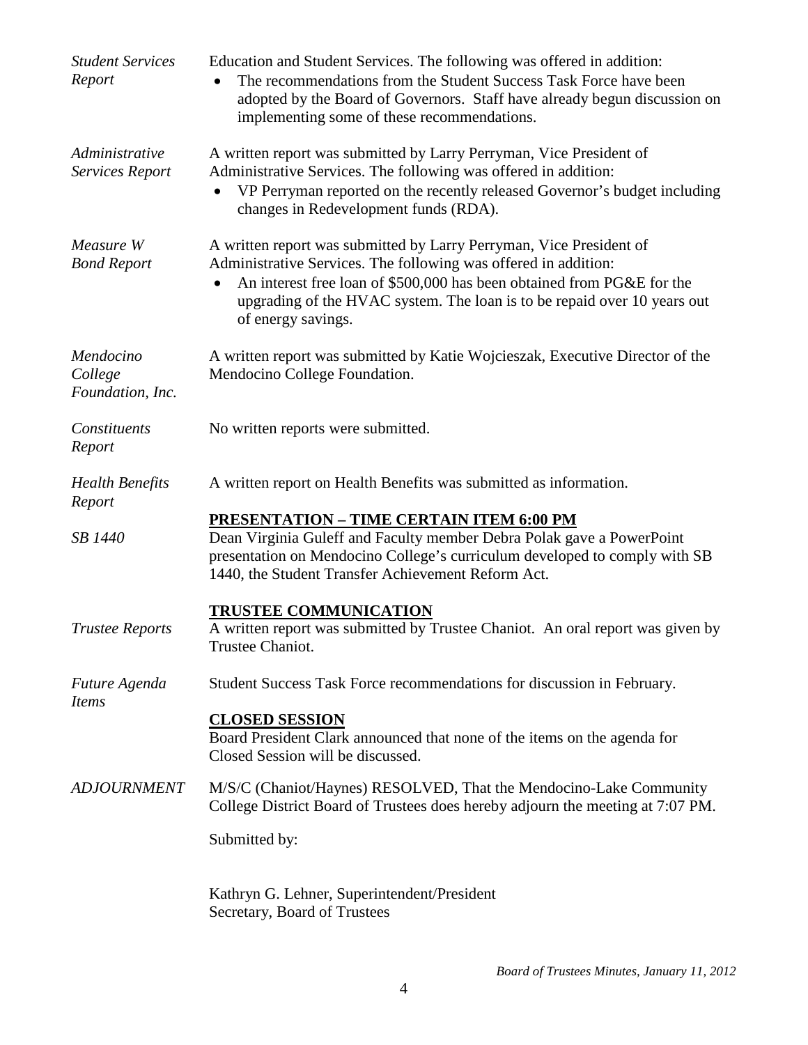*Student Services Report*

Education and Student Services. The following was offered in addition:

- The recommendations from the Student Success Task Force have been adopted by the Board of Governors. Staff have already begun discussion on implementing some of these recommendations.

*Administrative Services Report*

A written report was submitted by Larry Perryman, Vice President of Administrative Services. The following was offered in addition:

- VP Perryman reported on the recently released Governor's budget including changes in Redevelopment funds (RDA).

*Measure W Bond Report*

A written report was submitted by Larry Perryman, Vice President of Administrative Services. The following was offered in addition:

- An interest free loan of $500,000 has been obtained from PG&E for the upgrading of the HVAC system. The loan is to be repaid over 10 years out of energy savings.

*Mendocino College Foundation, Inc.*

A written report was submitted by Katie Wojcieszak, Executive Director of the Mendocino College Foundation.

*Constituents Report*

No written reports were submitted.

*Health Benefits Report*

A written report on Health Benefits was submitted as information.

**PRESENTATION – TIME CERTAIN ITEM 6:00 PM**

*SB 1440*

Dean Virginia Guleff and Faculty member Debra Polak gave a PowerPoint presentation on Mendocino College's curriculum developed to comply with SB 1440, the Student Transfer Achievement Reform Act.

**TRUSTEE COMMUNICATION**

*Trustee Reports*

A written report was submitted by Trustee Chaniot. An oral report was given by Trustee Chaniot.

*Future Agenda Items*

Student Success Task Force recommendations for discussion in February.

**CLOSED SESSION**

Board President Clark announced that none of the items on the agenda for Closed Session will be discussed.

*ADJOURNMENT*

M/S/C (Chaniot/Haynes) RESOLVED, That the Mendocino-Lake Community College District Board of Trustees does hereby adjourn the meeting at 7:07 PM.

Submitted by:

Kathryn G. Lehner, Superintendent/President
Secretary, Board of Trustees